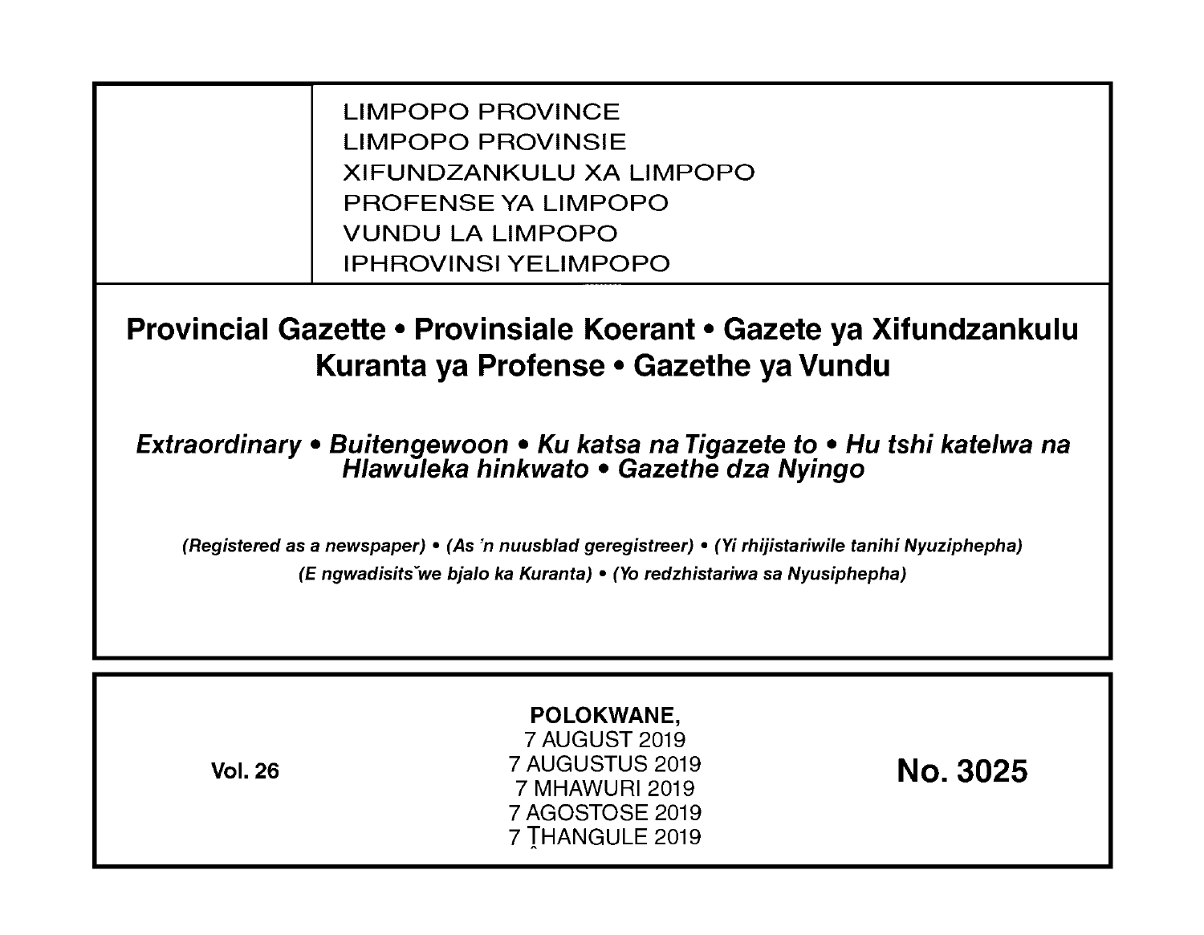LIMPOPO PROVINCE
LIMPOPO PROVINSIE
XIFUNDZANKULU XA LIMPOPO
PROFENSE YA LIMPOPO
VUNDU LA LIMPOPO
IPHROVINSI YELIMPOPO

# Provincial Gazette • Provinsiale Koerant • Gazete ya Xifundzankulu Kuranta ya Profense • Gazethe ya Vundu

***Extraordinary • Buitengewoon • Ku katsa na Tigazete to • Hu tshi katelwa na Hlawuleka hinkwato • Gazethe dza Nyingo***

***(Registered as a newspaper) • (As 'n nuusblad geregistreer) • (Yi rhijistariwile tanihi Nyuziphepha) (E ngwadisitšwe bjalo ka Kuranta) • (Yo redzhistariwa sa Nyusiphepha)***

**Vol. 26**

**POLOKWANE,**
7 AUGUST 2019
7 AUGUSTUS 2019
7 MHAWURI 2019
7 AGOSTOSE 2019
7 ṰHANGULE 2019

**No. 3025**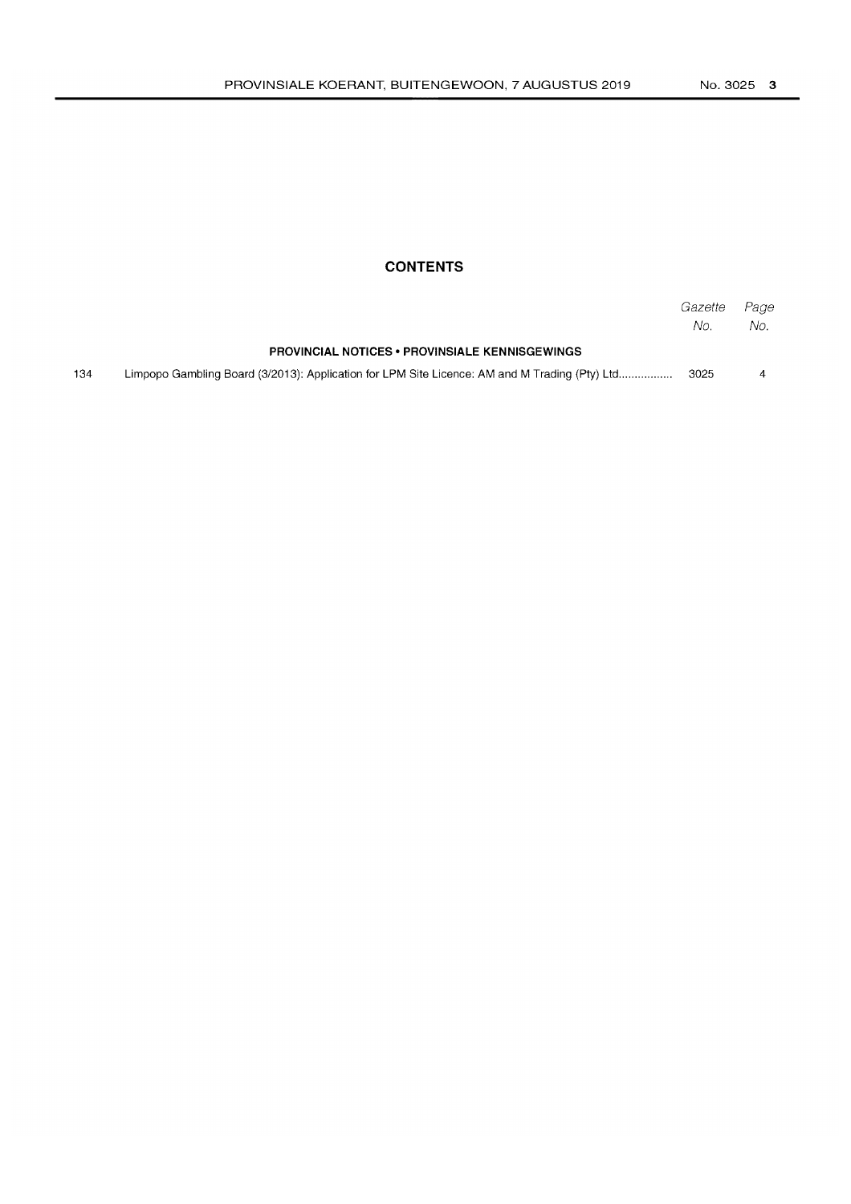## CONTENTS

| | | Gazette No. | Page No. |
|---|---|---|---|
| | **PROVINCIAL NOTICES • PROVINSIALE KENNISGEWINGS** | | |
| 134 | Limpopo Gambling Board (3/2013): Application for LPM Site Licence: AM and M Trading (Pty) Ltd................. | 3025 | 4 |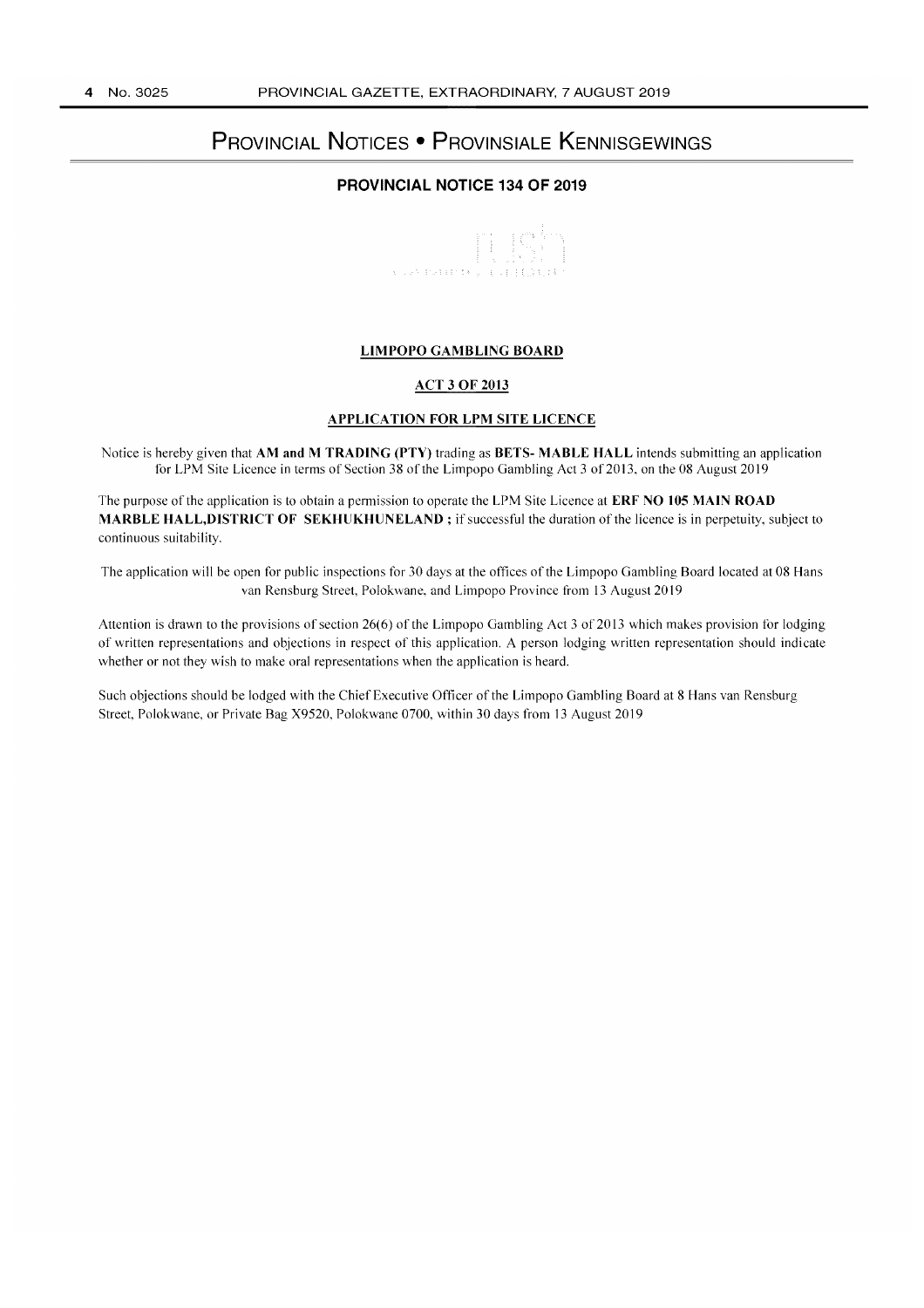# PROVINCIAL NOTICES • PROVINSIALE KENNISGEWINGS

## PROVINCIAL NOTICE 134 OF 2019

**LIMPOPO GAMBLING BOARD**

**ACT 3 OF 2013**

**APPLICATION FOR LPM SITE LICENCE**

Notice is hereby given that **AM and M TRADING (PTY)** trading as **BETS- MABLE HALL** intends submitting an application for LPM Site Licence in terms of Section 38 of the Limpopo Gambling Act 3 of 2013, on the 08 August 2019

The purpose of the application is to obtain a permission to operate the LPM Site Licence at **ERF NO 105 MAIN ROAD MARBLE HALL,DISTRICT OF SEKHUKHUNELAND ;** if successful the duration of the licence is in perpetuity, subject to continuous suitability.

The application will be open for public inspections for 30 days at the offices of the Limpopo Gambling Board located at 08 Hans van Rensburg Street, Polokwane, and Limpopo Province from 13 August 2019

Attention is drawn to the provisions of section 26(6) of the Limpopo Gambling Act 3 of 2013 which makes provision for lodging of written representations and objections in respect of this application. A person lodging written representation should indicate whether or not they wish to make oral representations when the application is heard.

Such objections should be lodged with the Chief Executive Officer of the Limpopo Gambling Board at 8 Hans van Rensburg Street, Polokwane, or Private Bag X9520, Polokwane 0700, within 30 days from 13 August 2019